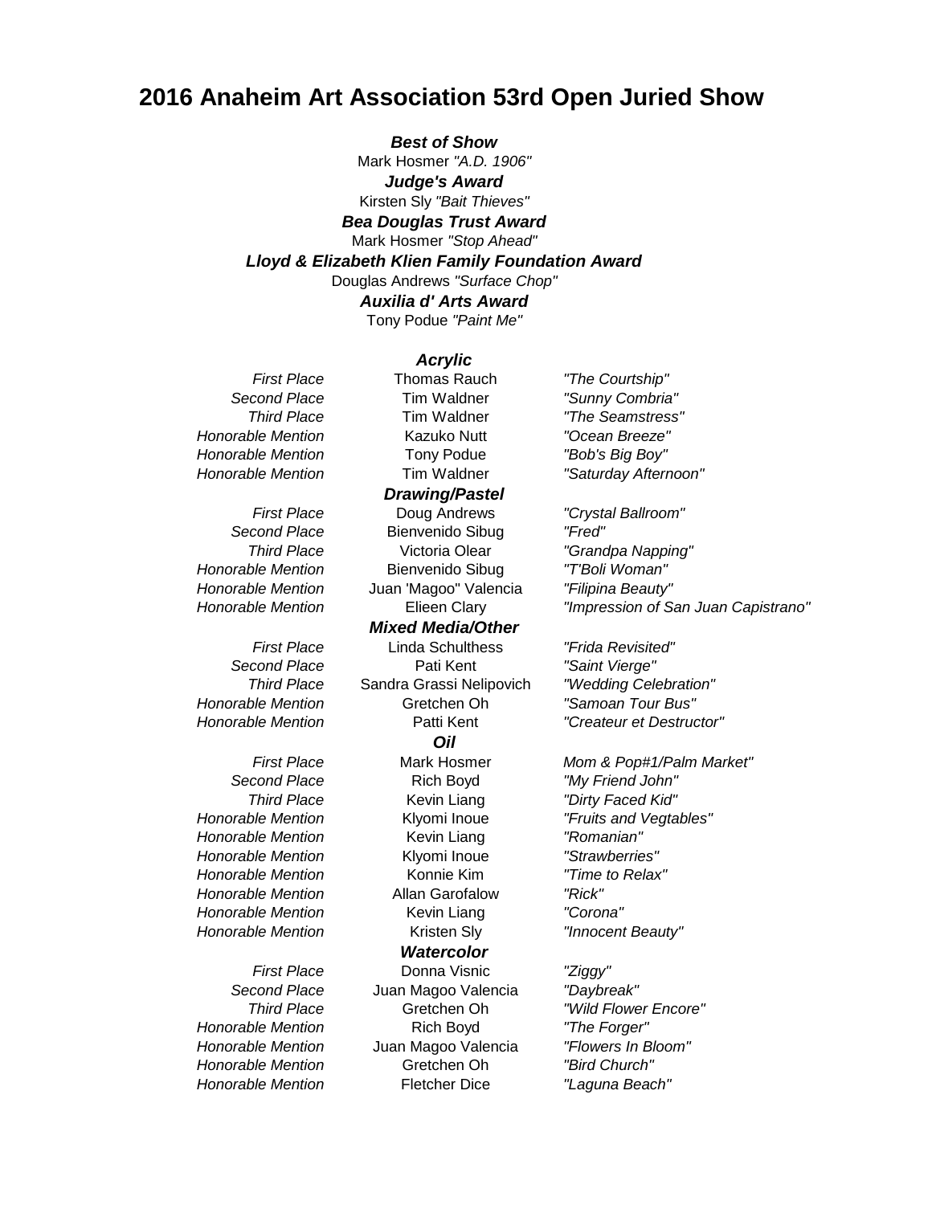# 2016 Anaheim Art Association 53rd Open Juried Show

***Best of Show***
Mark Hosmer *"A.D. 1906"*

***Judge's Award***
Kirsten Sly *"Bait Thieves"*

***Bea Douglas Trust Award***
Mark Hosmer *"Stop Ahead"*

***Lloyd & Elizabeth Klien Family Foundation Award***
Douglas Andrews *"Surface Chop"*

***Auxilia d' Arts Award***
Tony Podue *"Paint Me"*

### Acrylic

| | | |
|---|---|---|
| *First Place* | Thomas Rauch | *"The Courtship"* |
| *Second Place* | Tim Waldner | *"Sunny Combria"* |
| *Third Place* | Tim Waldner | *"The Seamstress"* |
| *Honorable Mention* | Kazuko Nutt | *"Ocean Breeze"* |
| *Honorable Mention* | Tony Podue | *"Bob's Big Boy"* |
| *Honorable Mention* | Tim Waldner | *"Saturday Afternoon"* |

### Drawing/Pastel

| | | |
|---|---|---|
| *First Place* | Doug Andrews | *"Crystal Ballroom"* |
| *Second Place* | Bienvenido Sibug | *"Fred"* |
| *Third Place* | Victoria Olear | *"Grandpa Napping"* |
| *Honorable Mention* | Bienvenido Sibug | *"T'Boli Woman"* |
| *Honorable Mention* | Juan 'Magoo" Valencia | *"Filipina Beauty"* |
| *Honorable Mention* | Elieen Clary | *"Impression of San Juan Capistrano"* |

### Mixed Media/Other

| | | |
|---|---|---|
| *First Place* | Linda Schulthess | *"Frida Revisited"* |
| *Second Place* | Pati Kent | *"Saint Vierge"* |
| *Third Place* | Sandra Grassi Nelipovich | *"Wedding Celebration"* |
| *Honorable Mention* | Gretchen Oh | *"Samoan Tour Bus"* |
| *Honorable Mention* | Patti Kent | *"Createur et Destructor"* |

### Oil

| | | |
|---|---|---|
| *First Place* | Mark Hosmer | *Mom & Pop#1/Palm Market"* |
| *Second Place* | Rich Boyd | *"My Friend John"* |
| *Third Place* | Kevin Liang | *"Dirty Faced Kid"* |
| *Honorable Mention* | Klyomi Inoue | *"Fruits and Vegtables"* |
| *Honorable Mention* | Kevin Liang | *"Romanian"* |
| *Honorable Mention* | Klyomi Inoue | *"Strawberries"* |
| *Honorable Mention* | Konnie Kim | *"Time to Relax"* |
| *Honorable Mention* | Allan Garofalow | *"Rick"* |
| *Honorable Mention* | Kevin Liang | *"Corona"* |
| *Honorable Mention* | Kristen Sly | *"Innocent Beauty"* |

### Watercolor

| | | |
|---|---|---|
| *First Place* | Donna Visnic | *"Ziggy"* |
| *Second Place* | Juan Magoo Valencia | *"Daybreak"* |
| *Third Place* | Gretchen Oh | *"Wild Flower Encore"* |
| *Honorable Mention* | Rich Boyd | *"The Forger"* |
| *Honorable Mention* | Juan Magoo Valencia | *"Flowers In Bloom"* |
| *Honorable Mention* | Gretchen Oh | *"Bird Church"* |
| *Honorable Mention* | Fletcher Dice | *"Laguna Beach"* |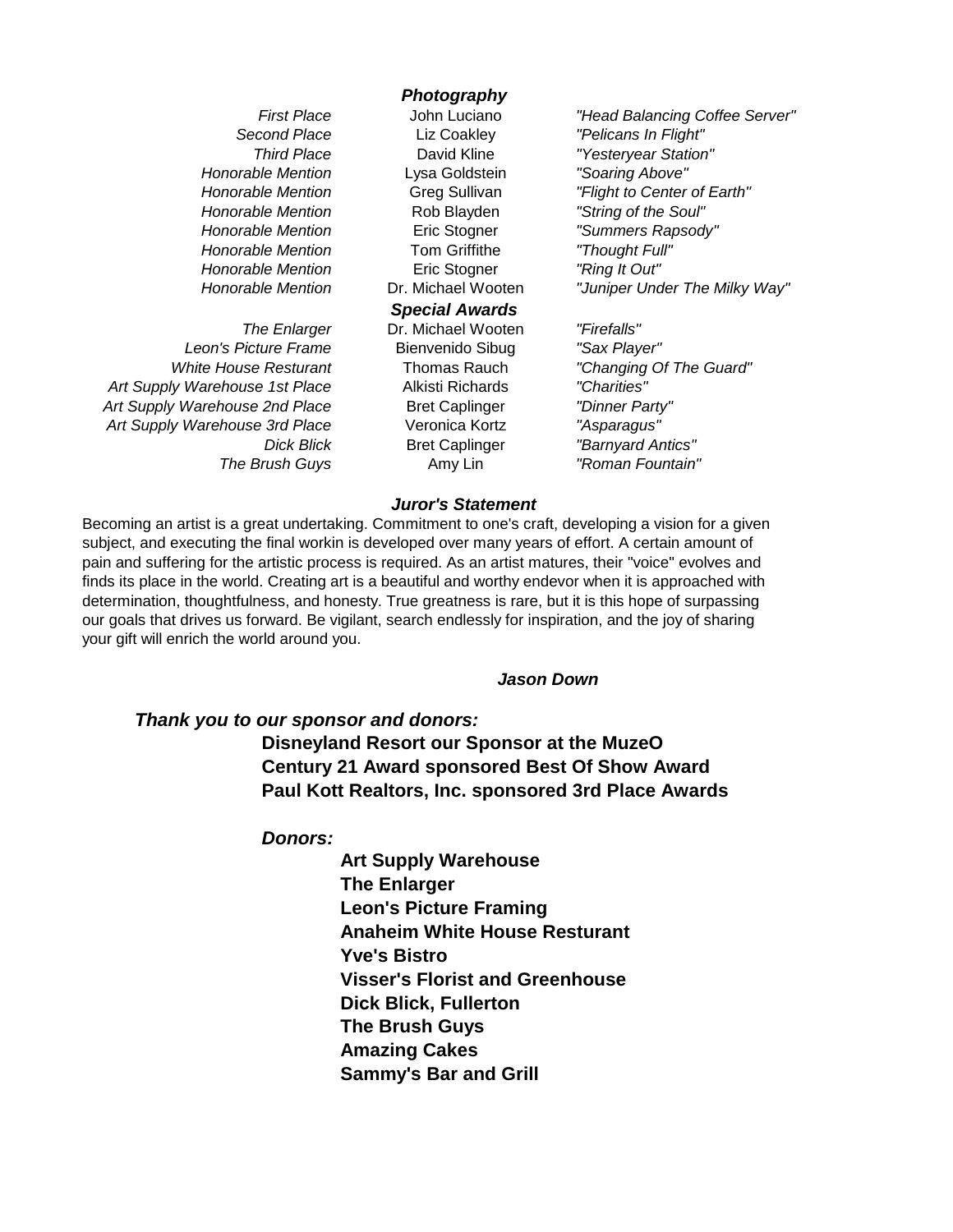### *Photography*

| | | |
|---|---|---|
| *First Place* | John Luciano | *"Head Balancing Coffee Server"* |
| *Second Place* | Liz Coakley | *"Pelicans In Flight"* |
| *Third Place* | David Kline | *"Yesteryear Station"* |
| *Honorable Mention* | Lysa Goldstein | *"Soaring Above"* |
| *Honorable Mention* | Greg Sullivan | *"Flight to Center of Earth"* |
| *Honorable Mention* | Rob Blayden | *"String of the Soul"* |
| *Honorable Mention* | Eric Stogner | *"Summers Rapsody"* |
| *Honorable Mention* | Tom Griffithe | *"Thought Full"* |
| *Honorable Mention* | Eric Stogner | *"Ring It Out"* |
| *Honorable Mention* | Dr. Michael Wooten | *"Juniper Under The Milky Way"* |

### *Special Awards*

| | | |
|---|---|---|
| *The Enlarger* | Dr. Michael Wooten | *"Firefalls"* |
| *Leon's Picture Frame* | Bienvenido Sibug | *"Sax Player"* |
| *White House Resturant* | Thomas Rauch | *"Changing Of The Guard"* |
| *Art Supply Warehouse 1st Place* | Alkisti Richards | *"Charities"* |
| *Art Supply Warehouse 2nd Place* | Bret Caplinger | *"Dinner Party"* |
| *Art Supply Warehouse 3rd Place* | Veronica Kortz | *"Asparagus"* |
| *Dick Blick* | Bret Caplinger | *"Barnyard Antics"* |
| *The Brush Guys* | Amy Lin | *"Roman Fountain"* |

### *Juror's Statement*

Becoming an artist is a great undertaking. Commitment to one's craft, developing a vision for a given subject, and executing the final workin is developed over many years of effort. A certain amount of pain and suffering for the artistic process is required. As an artist matures, their "voice" evolves and finds its place in the world. Creating art is a beautiful and worthy endevor when it is approached with determination, thoughtfulness, and honesty. True greatness is rare, but it is this hope of surpassing our goals that drives us forward. Be vigilant, search endlessly for inspiration, and the joy of sharing your gift will enrich the world around you.

***Jason Down***

***Thank you to our sponsor and donors:***

**Disneyland Resort our Sponsor at the MuzeO**
**Century 21 Award sponsored Best Of Show Award**
**Paul Kott Realtors, Inc. sponsored 3rd Place Awards**

***Donors:***

**Art Supply Warehouse**
**The Enlarger**
**Leon's Picture Framing**
**Anaheim White House Resturant**
**Yve's Bistro**
**Visser's Florist and Greenhouse**
**Dick Blick, Fullerton**
**The Brush Guys**
**Amazing Cakes**
**Sammy's Bar and Grill**